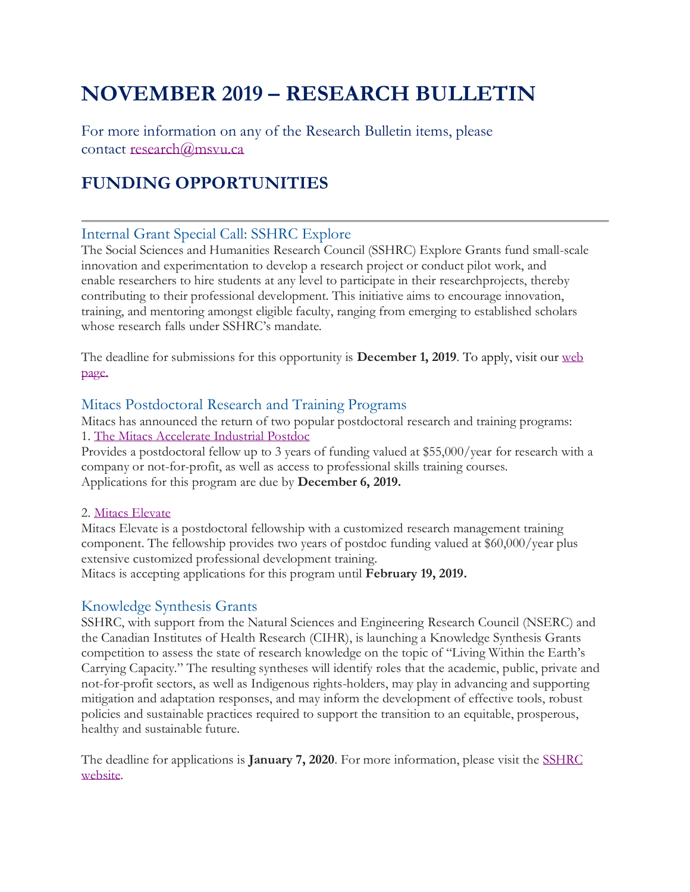# NOVEMBER 2019 – RESEARCH BULLETIN

For more information on any of the Research Bulletin items, please contact research@msvu.ca

## FUNDING OPPORTUNITIES

---

### Internal Grant Special Call: SSHRC Explore

The Social Sciences and Humanities Research Council (SSHRC) Explore Grants fund small-scale innovation and experimentation to develop a research project or conduct pilot work, and enable researchers to hire students at any level to participate in their researchprojects, thereby contributing to their professional development. This initiative aims to encourage innovation, training, and mentoring amongst eligible faculty, ranging from emerging to established scholars whose research falls under SSHRC's mandate.

The deadline for submissions for this opportunity is **December 1, 2019**. To apply, visit our web page.

### Mitacs Postdoctoral Research and Training Programs

Mitacs has announced the return of two popular postdoctoral research and training programs:

1. The Mitacs Accelerate Industrial Postdoc

Provides a postdoctoral fellow up to 3 years of funding valued at $55,000/year for research with a company or not-for-profit, as well as access to professional skills training courses.
Applications for this program are due by **December 6, 2019.**

2. Mitacs Elevate

Mitacs Elevate is a postdoctoral fellowship with a customized research management training component. The fellowship provides two years of postdoc funding valued at $60,000/year plus extensive customized professional development training.
Mitacs is accepting applications for this program until **February 19, 2019.**

### Knowledge Synthesis Grants

SSHRC, with support from the Natural Sciences and Engineering Research Council (NSERC) and the Canadian Institutes of Health Research (CIHR), is launching a Knowledge Synthesis Grants competition to assess the state of research knowledge on the topic of "Living Within the Earth's Carrying Capacity." The resulting syntheses will identify roles that the academic, public, private and not-for-profit sectors, as well as Indigenous rights-holders, may play in advancing and supporting mitigation and adaptation responses, and may inform the development of effective tools, robust policies and sustainable practices required to support the transition to an equitable, prosperous, healthy and sustainable future.

The deadline for applications is **January 7, 2020**. For more information, please visit the SSHRC website.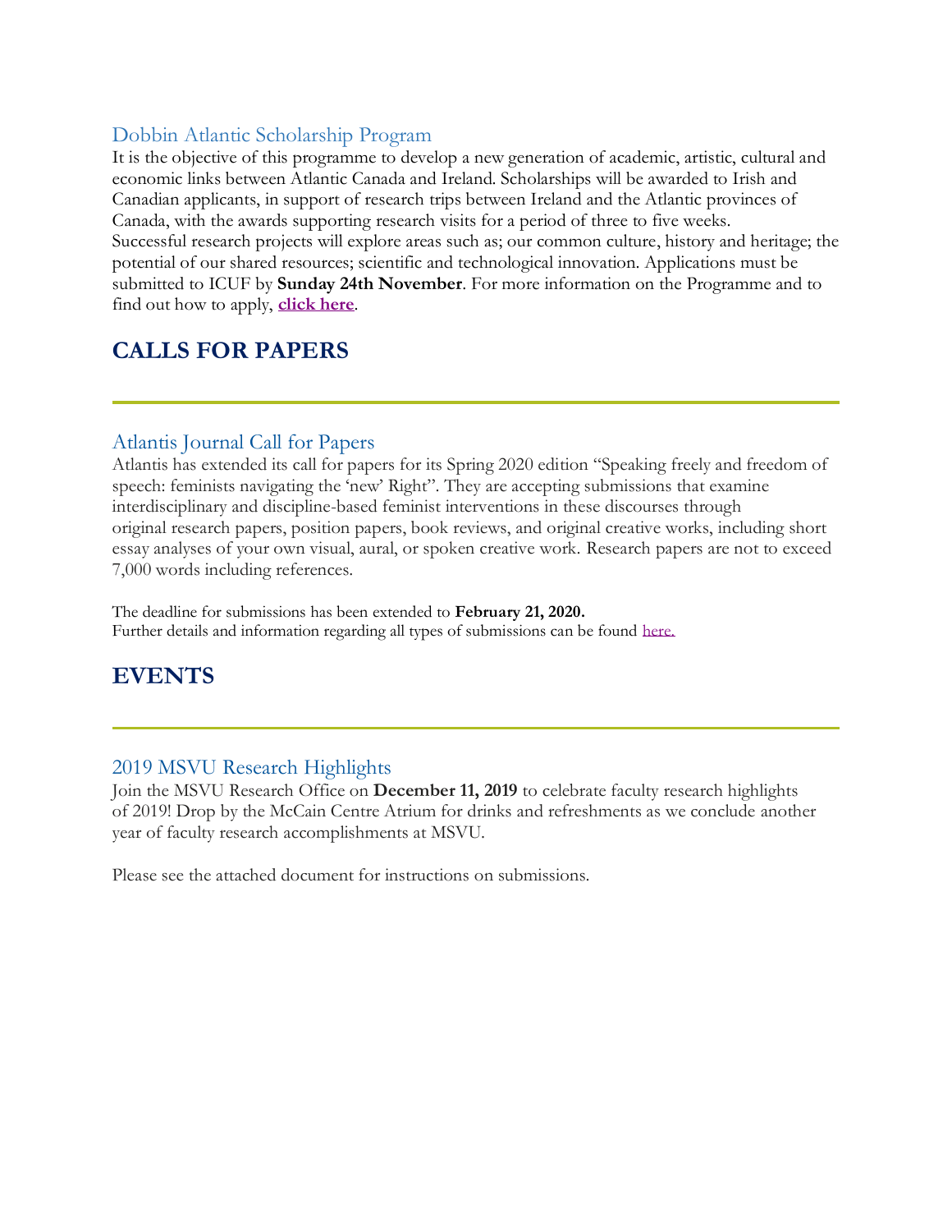### Dobbin Atlantic Scholarship Program

It is the objective of this programme to develop a new generation of academic, artistic, cultural and economic links between Atlantic Canada and Ireland. Scholarships will be awarded to Irish and Canadian applicants, in support of research trips between Ireland and the Atlantic provinces of Canada, with the awards supporting research visits for a period of three to five weeks. Successful research projects will explore areas such as; our common culture, history and heritage; the potential of our shared resources; scientific and technological innovation. Applications must be submitted to ICUF by **Sunday 24th November**. For more information on the Programme and to find out how to apply, **click here**.

## CALLS FOR PAPERS

---

### Atlantis Journal Call for Papers

Atlantis has extended its call for papers for its Spring 2020 edition "Speaking freely and freedom of speech: feminists navigating the 'new' Right". They are accepting submissions that examine interdisciplinary and discipline-based feminist interventions in these discourses through original research papers, position papers, book reviews, and original creative works, including short essay analyses of your own visual, aural, or spoken creative work. Research papers are not to exceed 7,000 words including references.

The deadline for submissions has been extended to **February 21, 2020.**
Further details and information regarding all types of submissions can be found here.

## EVENTS

---

### 2019 MSVU Research Highlights

Join the MSVU Research Office on **December 11, 2019** to celebrate faculty research highlights of 2019! Drop by the McCain Centre Atrium for drinks and refreshments as we conclude another year of faculty research accomplishments at MSVU.

Please see the attached document for instructions on submissions.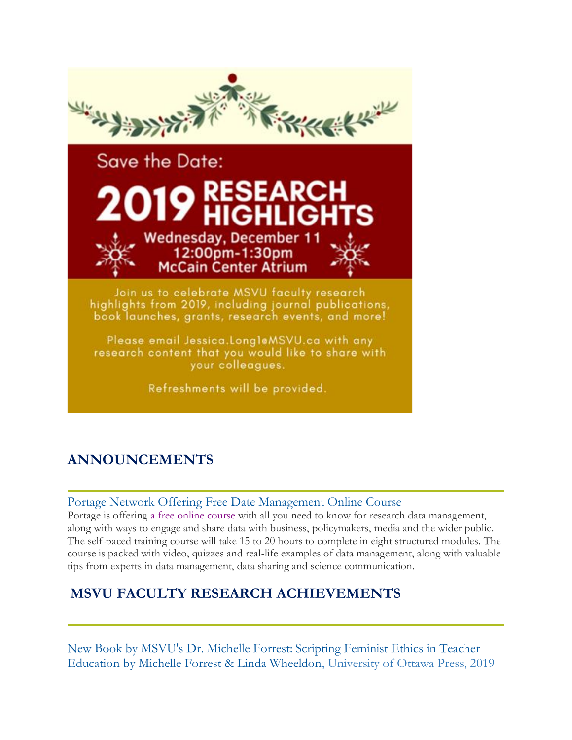Save the Date:

# 2019 RESEARCH HIGHLIGHTS

Wednesday, December 11
12:00pm-1:30pm
McCain Center Atrium

Join us to celebrate MSVU faculty research highlights from 2019, including journal publications, book launches, grants, research events, and more!

Please email Jessica.Long1@MSVU.ca with any research content that you would like to share with your colleagues.

Refreshments will be provided.

## ANNOUNCEMENTS

### Portage Network Offering Free Date Management Online Course

Portage is offering a free online course with all you need to know for research data management, along with ways to engage and share data with business, policymakers, media and the wider public. The self-paced training course will take 15 to 20 hours to complete in eight structured modules. The course is packed with video, quizzes and real-life examples of data management, along with valuable tips from experts in data management, data sharing and science communication.

## MSVU FACULTY RESEARCH ACHIEVEMENTS

### New Book by MSVU's Dr. Michelle Forrest: Scripting Feminist Ethics in Teacher Education by Michelle Forrest & Linda Wheeldon, University of Ottawa Press, 2019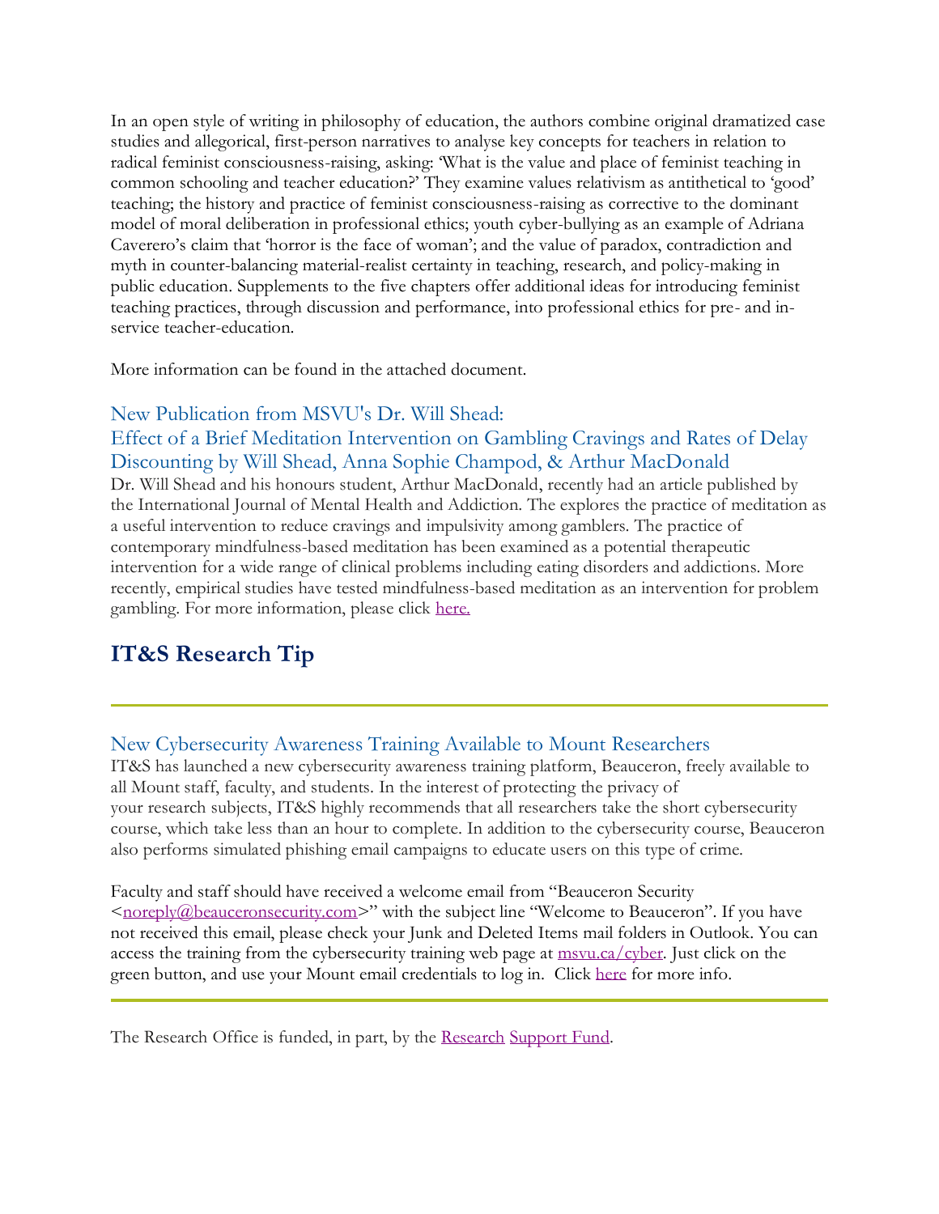In an open style of writing in philosophy of education, the authors combine original dramatized case studies and allegorical, first-person narratives to analyse key concepts for teachers in relation to radical feminist consciousness-raising, asking: 'What is the value and place of feminist teaching in common schooling and teacher education?' They examine values relativism as antithetical to 'good' teaching; the history and practice of feminist consciousness-raising as corrective to the dominant model of moral deliberation in professional ethics; youth cyber-bullying as an example of Adriana Caverero's claim that 'horror is the face of woman'; and the value of paradox, contradiction and myth in counter-balancing material-realist certainty in teaching, research, and policy-making in public education. Supplements to the five chapters offer additional ideas for introducing feminist teaching practices, through discussion and performance, into professional ethics for pre- and in-service teacher-education.

More information can be found in the attached document.

### New Publication from MSVU's Dr. Will Shead: Effect of a Brief Meditation Intervention on Gambling Cravings and Rates of Delay Discounting by Will Shead, Anna Sophie Champod, & Arthur MacDonald

Dr. Will Shead and his honours student, Arthur MacDonald, recently had an article published by the International Journal of Mental Health and Addiction. The explores the practice of meditation as a useful intervention to reduce cravings and impulsivity among gamblers. The practice of contemporary mindfulness-based meditation has been examined as a potential therapeutic intervention for a wide range of clinical problems including eating disorders and addictions. More recently, empirical studies have tested mindfulness-based meditation as an intervention for problem gambling. For more information, please click here.

## IT&S Research Tip

---

### New Cybersecurity Awareness Training Available to Mount Researchers

IT&S has launched a new cybersecurity awareness training platform, Beauceron, freely available to all Mount staff, faculty, and students. In the interest of protecting the privacy of your research subjects, IT&S highly recommends that all researchers take the short cybersecurity course, which take less than an hour to complete. In addition to the cybersecurity course, Beauceron also performs simulated phishing email campaigns to educate users on this type of crime.

Faculty and staff should have received a welcome email from "Beauceron Security <noreply@beauceronsecurity.com>" with the subject line "Welcome to Beauceron". If you have not received this email, please check your Junk and Deleted Items mail folders in Outlook. You can access the training from the cybersecurity training web page at msvu.ca/cyber. Just click on the green button, and use your Mount email credentials to log in. Click here for more info.

---

The Research Office is funded, in part, by the Research Support Fund.